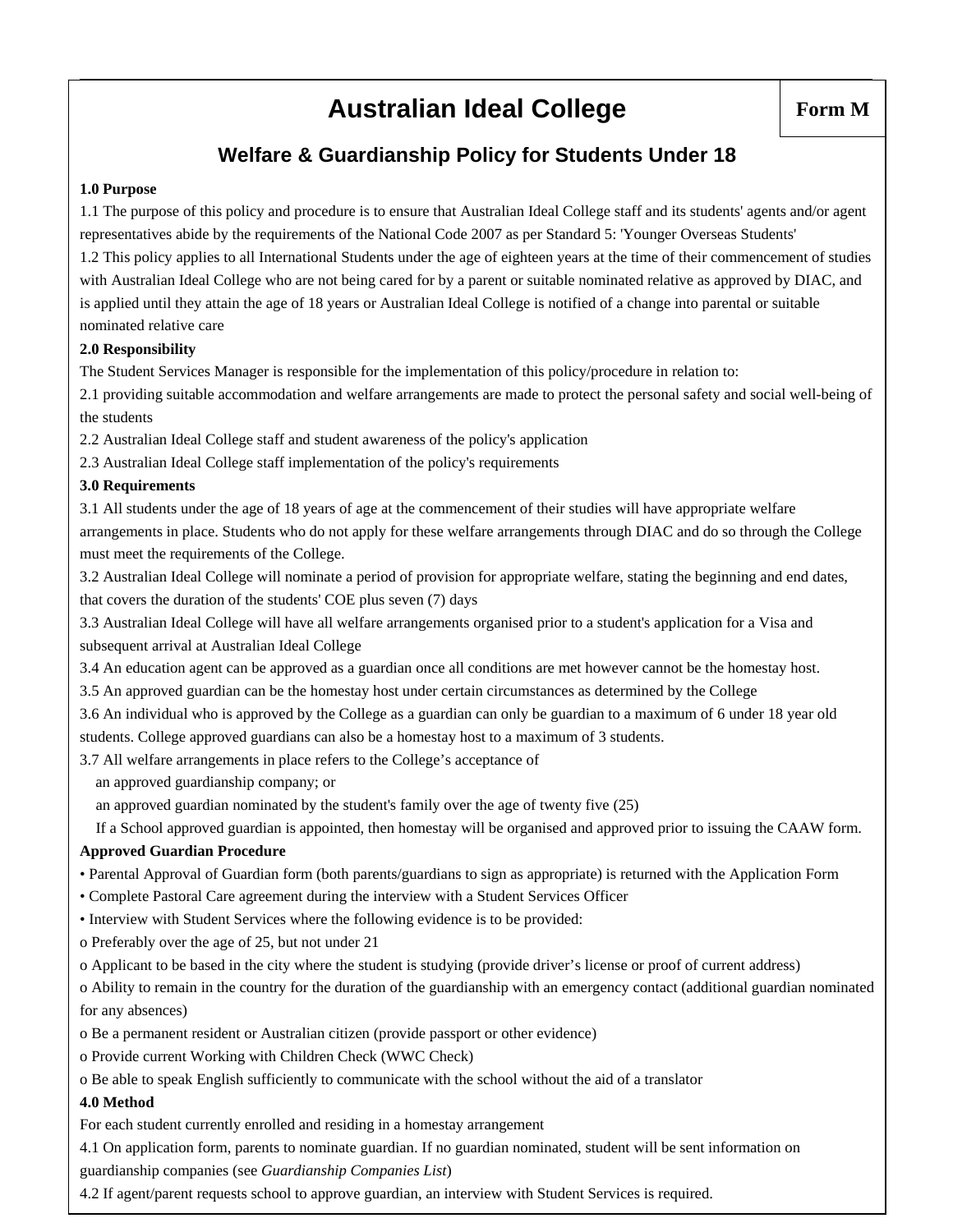# Australian Ideal College

**Form M**

## Welfare & Guardianship Policy for Students Under 18

**1.0 Purpose**

1.1 The purpose of this policy and procedure is to ensure that Australian Ideal College staff and its students' agents and/or agent representatives abide by the requirements of the National Code 2007 as per Standard 5: 'Younger Overseas Students'

1.2 This policy applies to all International Students under the age of eighteen years at the time of their commencement of studies with Australian Ideal College who are not being cared for by a parent or suitable nominated relative as approved by DIAC, and is applied until they attain the age of 18 years or Australian Ideal College is notified of a change into parental or suitable nominated relative care

**2.0 Responsibility**

The Student Services Manager is responsible for the implementation of this policy/procedure in relation to:

2.1 providing suitable accommodation and welfare arrangements are made to protect the personal safety and social well-being of the students

2.2 Australian Ideal College staff and student awareness of the policy's application

2.3 Australian Ideal College staff implementation of the policy's requirements

**3.0 Requirements**

3.1 All students under the age of 18 years of age at the commencement of their studies will have appropriate welfare arrangements in place. Students who do not apply for these welfare arrangements through DIAC and do so through the College must meet the requirements of the College.

3.2 Australian Ideal College will nominate a period of provision for appropriate welfare, stating the beginning and end dates, that covers the duration of the students' COE plus seven (7) days

3.3 Australian Ideal College will have all welfare arrangements organised prior to a student's application for a Visa and subsequent arrival at Australian Ideal College

3.4 An education agent can be approved as a guardian once all conditions are met however cannot be the homestay host.

3.5 An approved guardian can be the homestay host under certain circumstances as determined by the College

3.6 An individual who is approved by the College as a guardian can only be guardian to a maximum of 6 under 18 year old students. College approved guardians can also be a homestay host to a maximum of 3 students.

3.7 All welfare arrangements in place refers to the College's acceptance of

an approved guardianship company; or

an approved guardian nominated by the student's family over the age of twenty five (25)

If a School approved guardian is appointed, then homestay will be organised and approved prior to issuing the CAAW form.

**Approved Guardian Procedure**

- Parental Approval of Guardian form (both parents/guardians to sign as appropriate) is returned with the Application Form
- Complete Pastoral Care agreement during the interview with a Student Services Officer
- Interview with Student Services where the following evidence is to be provided:
  - Preferably over the age of 25, but not under 21
  - Applicant to be based in the city where the student is studying (provide driver's license or proof of current address)
  - Ability to remain in the country for the duration of the guardianship with an emergency contact (additional guardian nominated for any absences)
  - Be a permanent resident or Australian citizen (provide passport or other evidence)
  - Provide current Working with Children Check (WWC Check)
  - Be able to speak English sufficiently to communicate with the school without the aid of a translator

**4.0 Method**

For each student currently enrolled and residing in a homestay arrangement

4.1 On application form, parents to nominate guardian. If no guardian nominated, student will be sent information on guardianship companies (see *Guardianship Companies List*)

4.2 If agent/parent requests school to approve guardian, an interview with Student Services is required.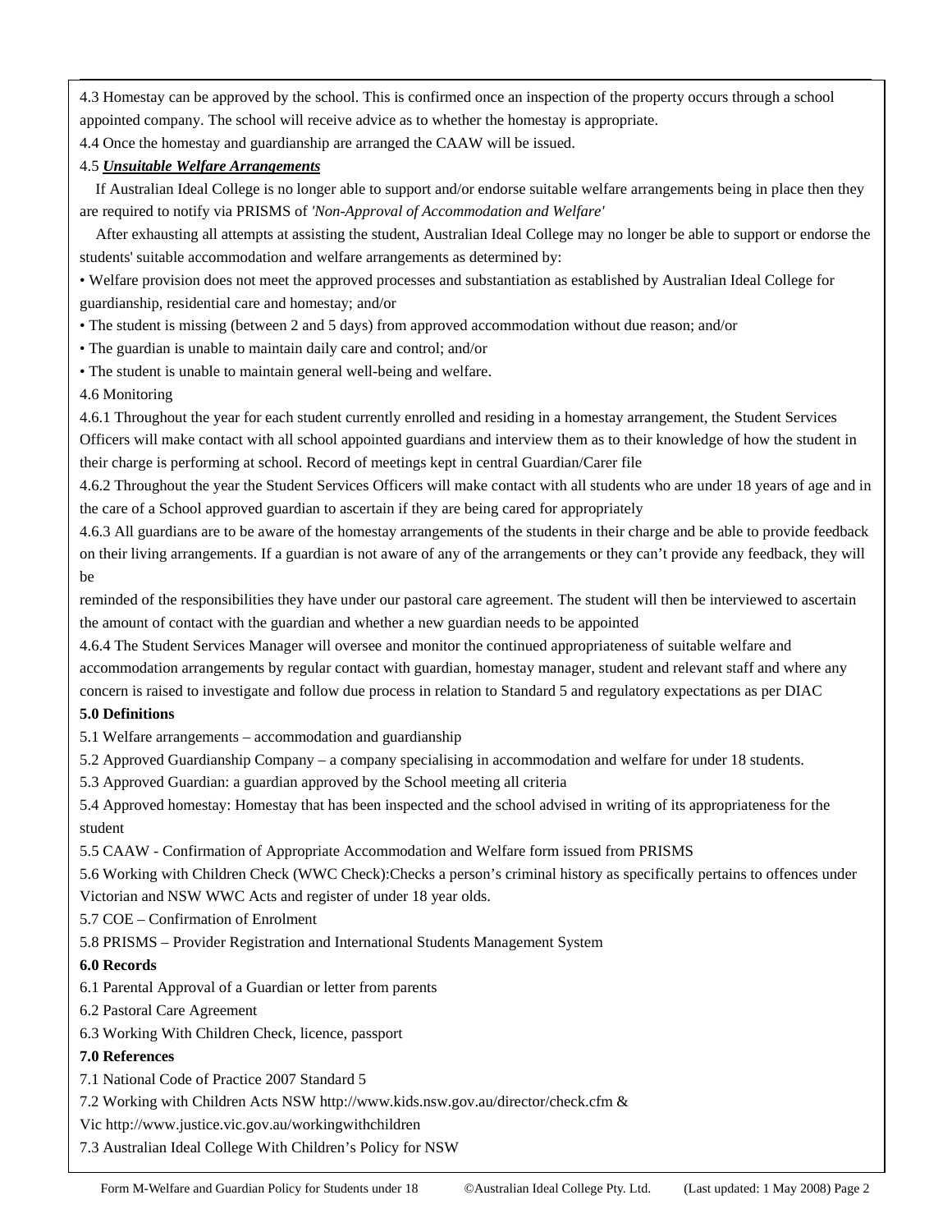4.3 Homestay can be approved by the school. This is confirmed once an inspection of the property occurs through a school appointed company. The school will receive advice as to whether the homestay is appropriate.

4.4 Once the homestay and guardianship are arranged the CAAW will be issued.

4.5 ***Unsuitable Welfare Arrangements***

If Australian Ideal College is no longer able to support and/or endorse suitable welfare arrangements being in place then they are required to notify via PRISMS of *'Non-Approval of Accommodation and Welfare'*

After exhausting all attempts at assisting the student, Australian Ideal College may no longer be able to support or endorse the students' suitable accommodation and welfare arrangements as determined by:

- Welfare provision does not meet the approved processes and substantiation as established by Australian Ideal College for guardianship, residential care and homestay; and/or
- The student is missing (between 2 and 5 days) from approved accommodation without due reason; and/or
- The guardian is unable to maintain daily care and control; and/or
- The student is unable to maintain general well-being and welfare.

4.6 Monitoring

4.6.1 Throughout the year for each student currently enrolled and residing in a homestay arrangement, the Student Services Officers will make contact with all school appointed guardians and interview them as to their knowledge of how the student in their charge is performing at school. Record of meetings kept in central Guardian/Carer file

4.6.2 Throughout the year the Student Services Officers will make contact with all students who are under 18 years of age and in the care of a School approved guardian to ascertain if they are being cared for appropriately

4.6.3 All guardians are to be aware of the homestay arrangements of the students in their charge and be able to provide feedback on their living arrangements. If a guardian is not aware of any of the arrangements or they can't provide any feedback, they will be reminded of the responsibilities they have under our pastoral care agreement. The student will then be interviewed to ascertain the amount of contact with the guardian and whether a new guardian needs to be appointed

4.6.4 The Student Services Manager will oversee and monitor the continued appropriateness of suitable welfare and accommodation arrangements by regular contact with guardian, homestay manager, student and relevant staff and where any concern is raised to investigate and follow due process in relation to Standard 5 and regulatory expectations as per DIAC

**5.0 Definitions**

5.1 Welfare arrangements – accommodation and guardianship

5.2 Approved Guardianship Company – a company specialising in accommodation and welfare for under 18 students.

5.3 Approved Guardian: a guardian approved by the School meeting all criteria

5.4 Approved homestay: Homestay that has been inspected and the school advised in writing of its appropriateness for the student

5.5 CAAW - Confirmation of Appropriate Accommodation and Welfare form issued from PRISMS

5.6 Working with Children Check (WWC Check):Checks a person's criminal history as specifically pertains to offences under Victorian and NSW WWC Acts and register of under 18 year olds.

5.7 COE – Confirmation of Enrolment

5.8 PRISMS – Provider Registration and International Students Management System

**6.0 Records**

6.1 Parental Approval of a Guardian or letter from parents

6.2 Pastoral Care Agreement

6.3 Working With Children Check, licence, passport

**7.0 References**

7.1 National Code of Practice 2007 Standard 5

7.2 Working with Children Acts NSW http://www.kids.nsw.gov.au/director/check.cfm &
Vic http://www.justice.vic.gov.au/workingwithchildren

7.3 Australian Ideal College With Children's Policy for NSW